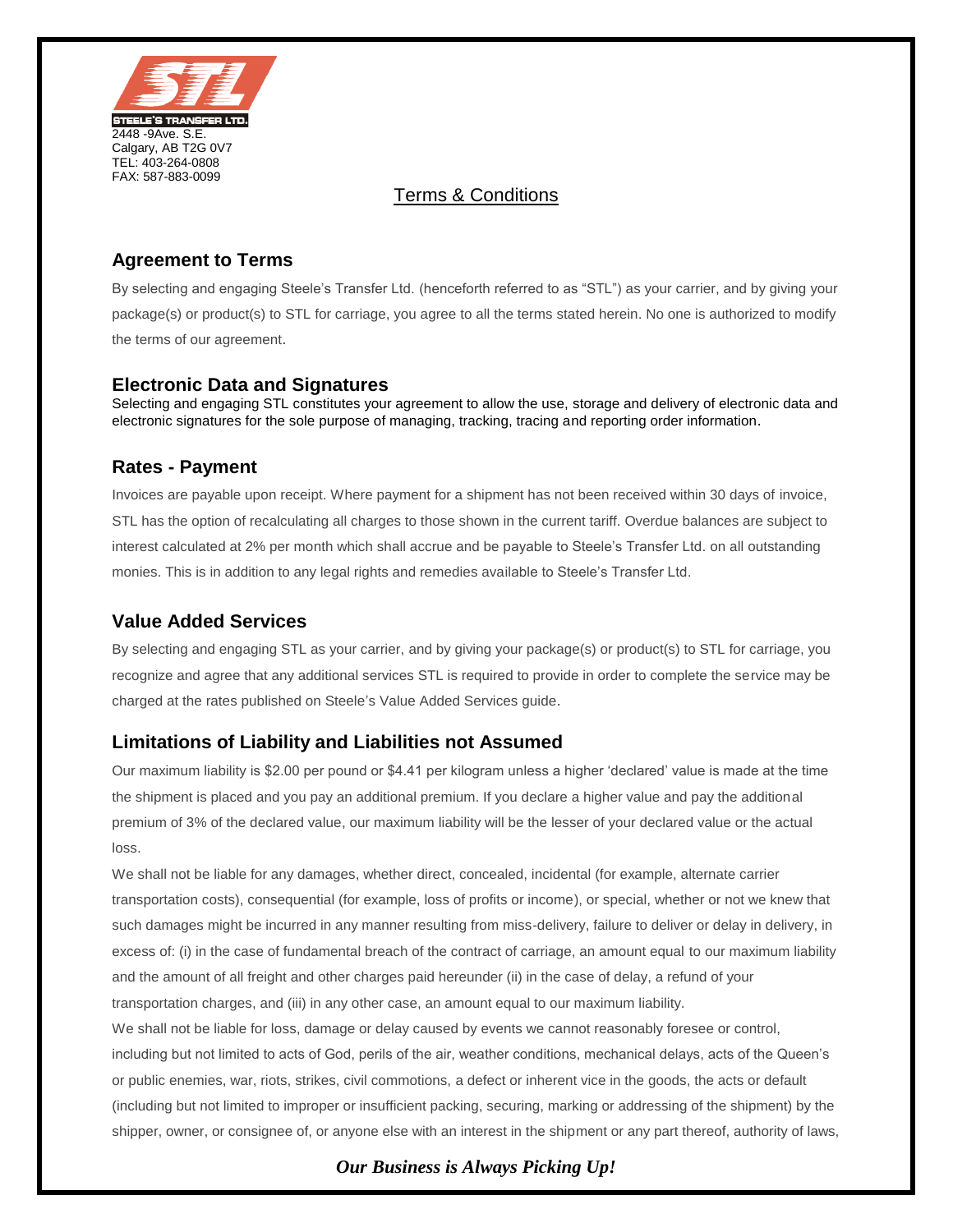STEELE'S TRANSFER LTD.
2448 -9Ave. S.E.
Calgary, AB T2G 0V7
TEL: 403-264-0808
FAX: 587-883-0099

# Terms & Conditions

## Agreement to Terms

By selecting and engaging Steele's Transfer Ltd. (henceforth referred to as "STL") as your carrier, and by giving your package(s) or product(s) to STL for carriage, you agree to all the terms stated herein. No one is authorized to modify the terms of our agreement.

## Electronic Data and Signatures

Selecting and engaging STL constitutes your agreement to allow the use, storage and delivery of electronic data and electronic signatures for the sole purpose of managing, tracking, tracing and reporting order information.

## Rates - Payment

Invoices are payable upon receipt. Where payment for a shipment has not been received within 30 days of invoice, STL has the option of recalculating all charges to those shown in the current tariff. Overdue balances are subject to interest calculated at 2% per month which shall accrue and be payable to Steele's Transfer Ltd. on all outstanding monies. This is in addition to any legal rights and remedies available to Steele's Transfer Ltd.

## Value Added Services

By selecting and engaging STL as your carrier, and by giving your package(s) or product(s) to STL for carriage, you recognize and agree that any additional services STL is required to provide in order to complete the service may be charged at the rates published on Steele's Value Added Services guide.

## Limitations of Liability and Liabilities not Assumed

Our maximum liability is $2.00 per pound or $4.41 per kilogram unless a higher 'declared' value is made at the time the shipment is placed and you pay an additional premium. If you declare a higher value and pay the additional premium of 3% of the declared value, our maximum liability will be the lesser of your declared value or the actual loss.

We shall not be liable for any damages, whether direct, concealed, incidental (for example, alternate carrier transportation costs), consequential (for example, loss of profits or income), or special, whether or not we knew that such damages might be incurred in any manner resulting from miss-delivery, failure to deliver or delay in delivery, in excess of: (i) in the case of fundamental breach of the contract of carriage, an amount equal to our maximum liability and the amount of all freight and other charges paid hereunder (ii) in the case of delay, a refund of your transportation charges, and (iii) in any other case, an amount equal to our maximum liability.

We shall not be liable for loss, damage or delay caused by events we cannot reasonably foresee or control, including but not limited to acts of God, perils of the air, weather conditions, mechanical delays, acts of the Queen's or public enemies, war, riots, strikes, civil commotions, a defect or inherent vice in the goods, the acts or default (including but not limited to improper or insufficient packing, securing, marking or addressing of the shipment) by the shipper, owner, or consignee of, or anyone else with an interest in the shipment or any part thereof, authority of laws,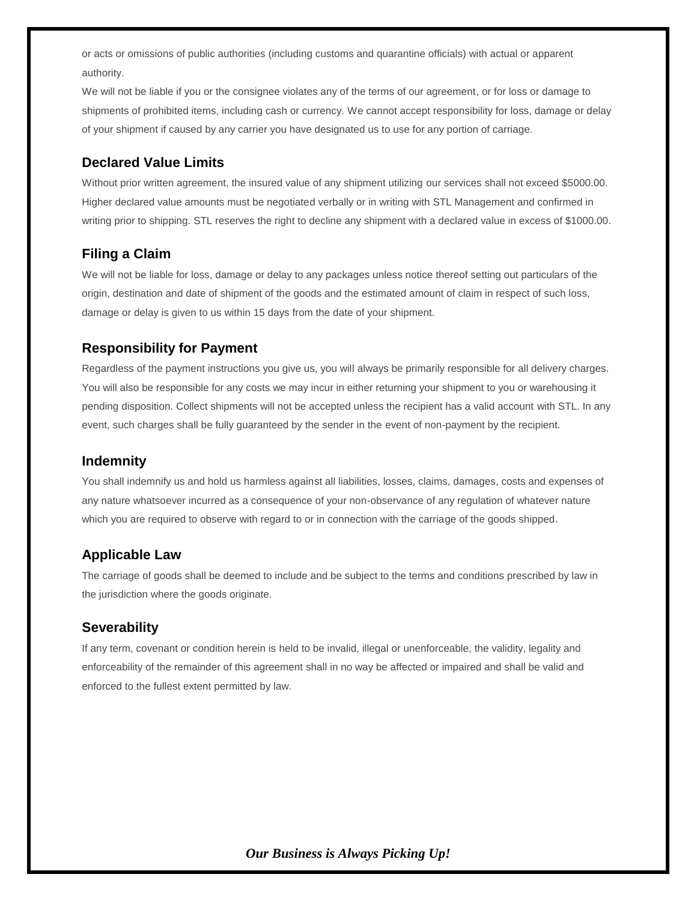or acts or omissions of public authorities (including customs and quarantine officials) with actual or apparent authority.

We will not be liable if you or the consignee violates any of the terms of our agreement, or for loss or damage to shipments of prohibited items, including cash or currency. We cannot accept responsibility for loss, damage or delay of your shipment if caused by any carrier you have designated us to use for any portion of carriage.

### Declared Value Limits

Without prior written agreement, the insured value of any shipment utilizing our services shall not exceed $5000.00. Higher declared value amounts must be negotiated verbally or in writing with STL Management and confirmed in writing prior to shipping. STL reserves the right to decline any shipment with a declared value in excess of $1000.00.

### Filing a Claim

We will not be liable for loss, damage or delay to any packages unless notice thereof setting out particulars of the origin, destination and date of shipment of the goods and the estimated amount of claim in respect of such loss, damage or delay is given to us within 15 days from the date of your shipment.

### Responsibility for Payment

Regardless of the payment instructions you give us, you will always be primarily responsible for all delivery charges. You will also be responsible for any costs we may incur in either returning your shipment to you or warehousing it pending disposition. Collect shipments will not be accepted unless the recipient has a valid account with STL. In any event, such charges shall be fully guaranteed by the sender in the event of non-payment by the recipient.

### Indemnity

You shall indemnify us and hold us harmless against all liabilities, losses, claims, damages, costs and expenses of any nature whatsoever incurred as a consequence of your non-observance of any regulation of whatever nature which you are required to observe with regard to or in connection with the carriage of the goods shipped.

### Applicable Law

The carriage of goods shall be deemed to include and be subject to the terms and conditions prescribed by law in the jurisdiction where the goods originate.

### Severability

If any term, covenant or condition herein is held to be invalid, illegal or unenforceable, the validity, legality and enforceability of the remainder of this agreement shall in no way be affected or impaired and shall be valid and enforced to the fullest extent permitted by law.

***Our Business is Always Picking Up!***